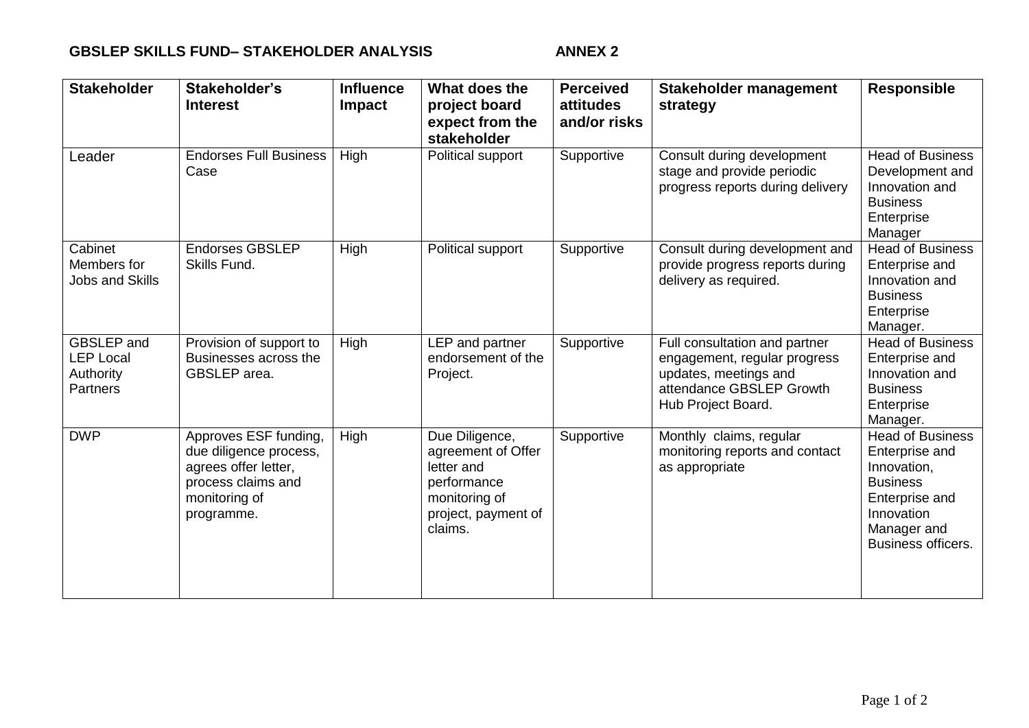**GBSLEP SKILLS FUND– STAKEHOLDER ANALYSIS ANNEX 2**

| Stakeholder | Stakeholder's Interest | Influence Impact | What does the project board expect from the stakeholder | Perceived attitudes and/or risks | Stakeholder management strategy | Responsible |
|---|---|---|---|---|---|---|
| Leader | Endorses Full Business Case | High | Political support | Supportive | Consult during development stage and provide periodic progress reports during delivery | Head of Business Development and Innovation and Business Enterprise Manager |
| Cabinet Members for Jobs and Skills | Endorses GBSLEP Skills Fund. | High | Political support | Supportive | Consult during development and provide progress reports during delivery as required. | Head of Business Enterprise and Innovation and Business Enterprise Manager. |
| GBSLEP and LEP Local Authority Partners | Provision of support to Businesses across the GBSLEP area. | High | LEP and partner endorsement of the Project. | Supportive | Full consultation and partner engagement, regular progress updates, meetings and attendance GBSLEP Growth Hub Project Board. | Head of Business Enterprise and Innovation and Business Enterprise Manager. |
| DWP | Approves ESF funding, due diligence process, agrees offer letter, process claims and monitoring of programme. | High | Due Diligence, agreement of Offer letter and performance monitoring of project, payment of claims. | Supportive | Monthly claims, regular monitoring reports and contact as appropriate | Head of Business Enterprise and Innovation, Business Enterprise and Innovation Manager and Business officers. |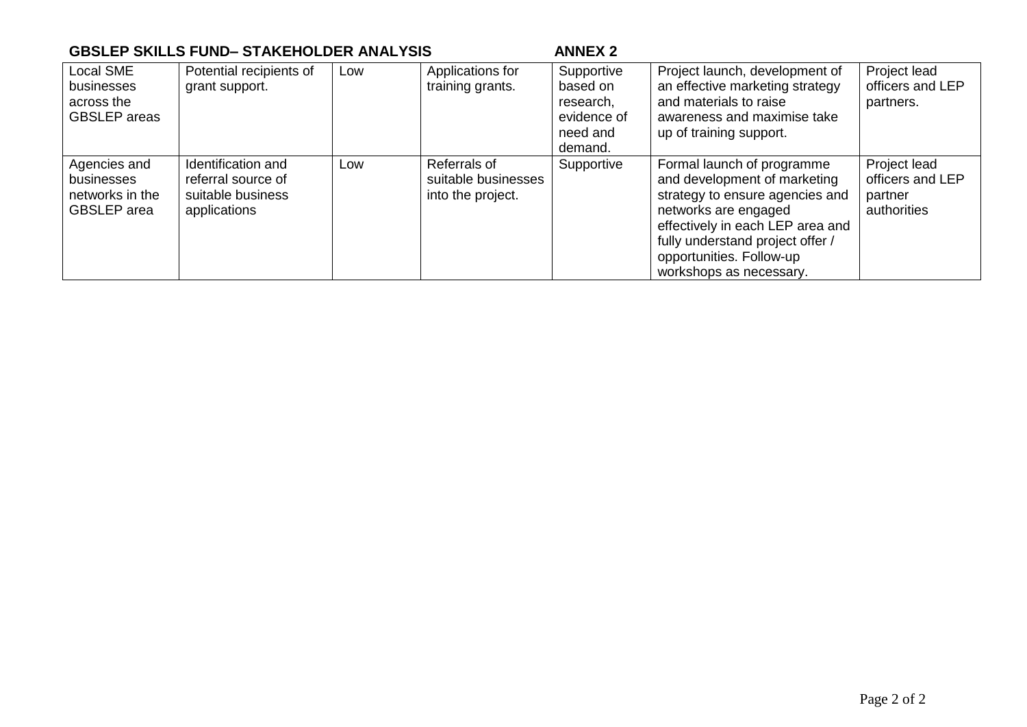**GBSLEP SKILLS FUND– STAKEHOLDER ANALYSIS ANNEX 2**

| | | | | | | |
|---|---|---|---|---|---|---|
| Local SME businesses across the GBSLEP areas | Potential recipients of grant support. | Low | Applications for training grants. | Supportive based on research, evidence of need and demand. | Project launch, development of an effective marketing strategy and materials to raise awareness and maximise take up of training support. | Project lead officers and LEP partners. |
| Agencies and businesses networks in the GBSLEP area | Identification and referral source of suitable business applications | Low | Referrals of suitable businesses into the project. | Supportive | Formal launch of programme and development of marketing strategy to ensure agencies and networks are engaged effectively in each LEP area and fully understand project offer / opportunities. Follow-up workshops as necessary. | Project lead officers and LEP partner authorities |